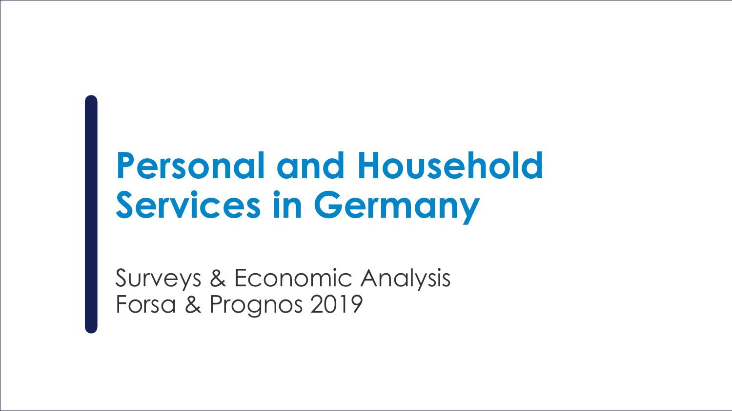# Personal and Household Services in Germany

Surveys & Economic Analysis
Forsa & Prognos 2019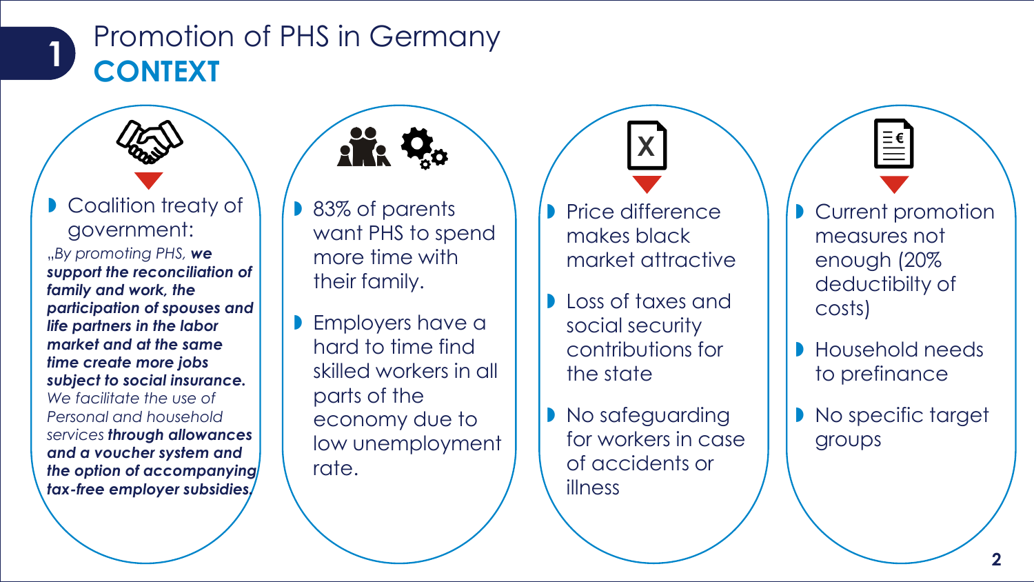# Promotion of PHS in Germany
## CONTEXT

- Coalition treaty of government:

„*By promoting PHS,* ***we support the reconciliation of family and work, the participation of spouses and life partners in the labor market and at the same time create more jobs subject to social insurance.*** *We facilitate the use of Personal and household services* ***through allowances and a voucher system and the option of accompanying tax-free employer subsidies.***

- 83% of parents want PHS to spend more time with their family.
- Employers have a hard to time find skilled workers in all parts of the economy due to low unemployment rate.

- Price difference makes black market attractive
- Loss of taxes and social security contributions for the state
- No safeguarding for workers in case of accidents or illness

- Current promotion measures not enough (20% deductibilty of costs)
- Household needs to prefinance
- No specific target groups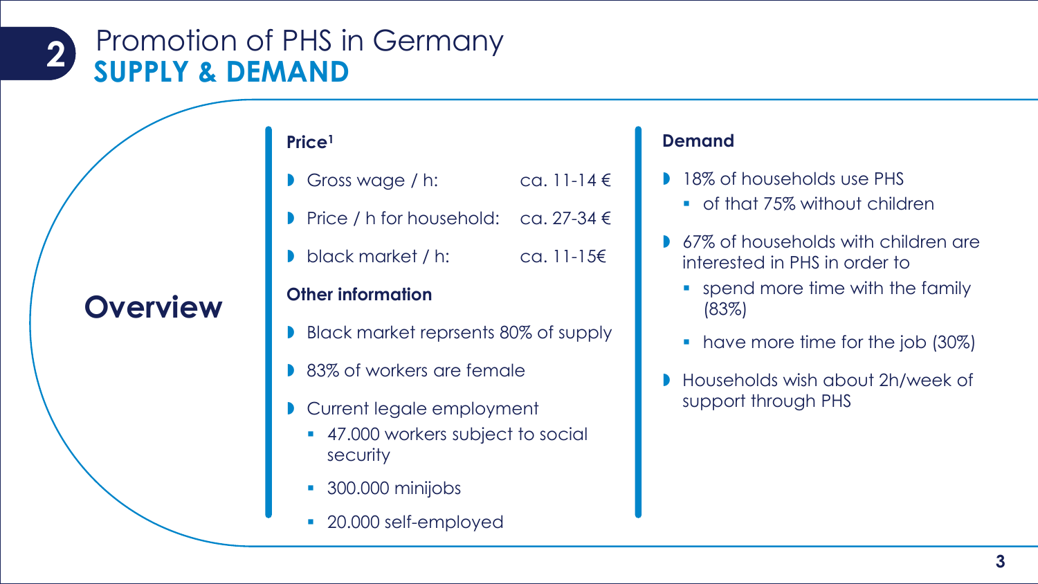# 2 Promotion of PHS in Germany

## SUPPLY & DEMAND

### Overview

**Price**[1]

- Gross wage / h: ca. 11-14 €
- Price / h for household: ca. 27-34 €
- black market / h: ca. 11-15€

**Other information**

- Black market reprsents 80% of supply
- 83% of workers are female
- Current legale employment
  - 47.000 workers subject to social security
  - 300.000 minijobs
  - 20.000 self-employed

**Demand**

- 18% of households use PHS
  - of that 75% without children
- 67% of households with children are interested in PHS in order to
  - spend more time with the family (83%)
  - have more time for the job (30%)
- Households wish about 2h/week of support through PHS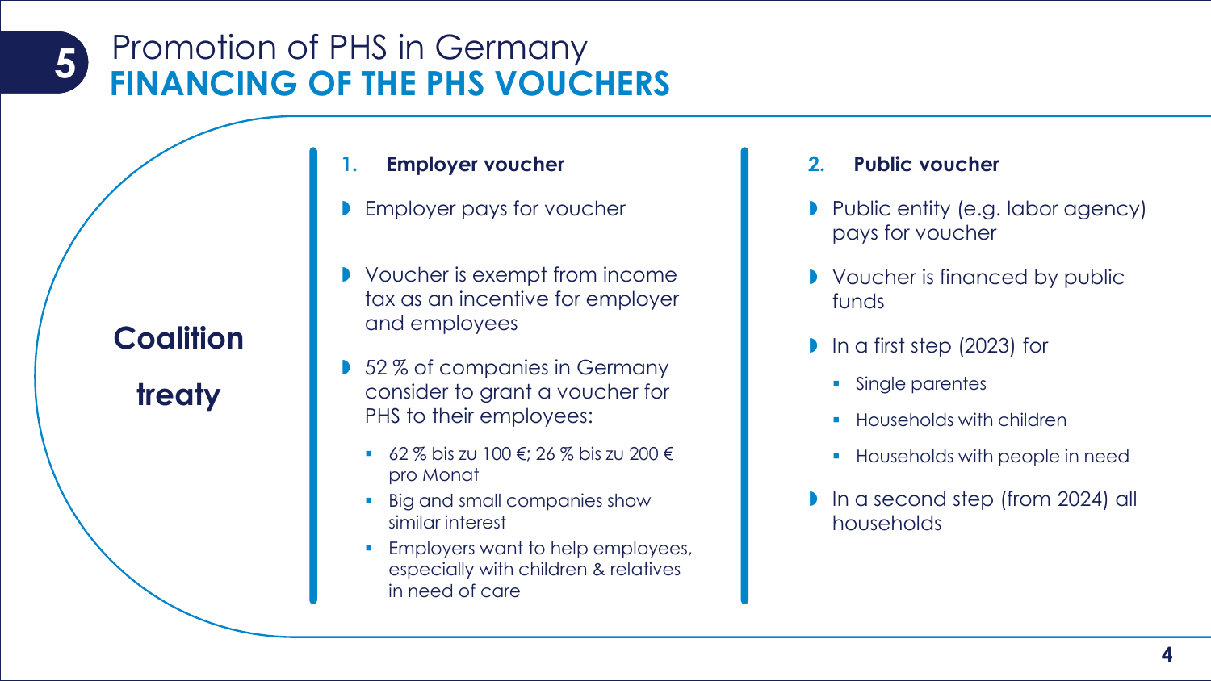# 5 Promotion of PHS in Germany

## FINANCING OF THE PHS VOUCHERS

**Coalition treaty**

### 1. Employer voucher

- Employer pays for voucher
- Voucher is exempt from income tax as an incentive for employer and employees
- 52 % of companies in Germany consider to grant a voucher for PHS to their employees:
  - 62 % bis zu 100 €; 26 % bis zu 200 € pro Monat
  - Big and small companies show similar interest
  - Employers want to help employees, especially with children & relatives in need of care

### 2. Public voucher

- Public entity (e.g. labor agency) pays for voucher
- Voucher is financed by public funds
- In a first step (2023) for
  - Single parentes
  - Households with children
  - Households with people in need
- In a second step (from 2024) all households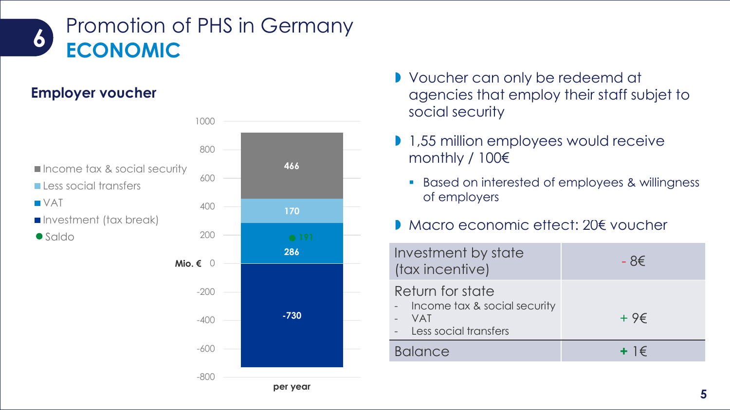# 6 Promotion of PHS in Germany

## ECONOMIC

### Employer voucher

| Mio. € | per year |
|---|---|
| Income tax & social security | 466 |
| Less social transfers | 170 |
| VAT | 286 |
| Investment (tax break) | -730 |
| Saldo | 191 |

- Voucher can only be redeemd at agencies that employ their staff subjet to social security
- 1,55 million employees would receive monthly / 100€
  - Based on interested of employees & willingness of employers
- Macro economic effect: 20€ voucher

| | |
|---|---|
| Investment by state (tax incentive) | - 8€ |
| Return for state<br>- Income tax & social security<br>- VAT<br>- Less social transfers | + 9€ |
| Balance | + 1€ |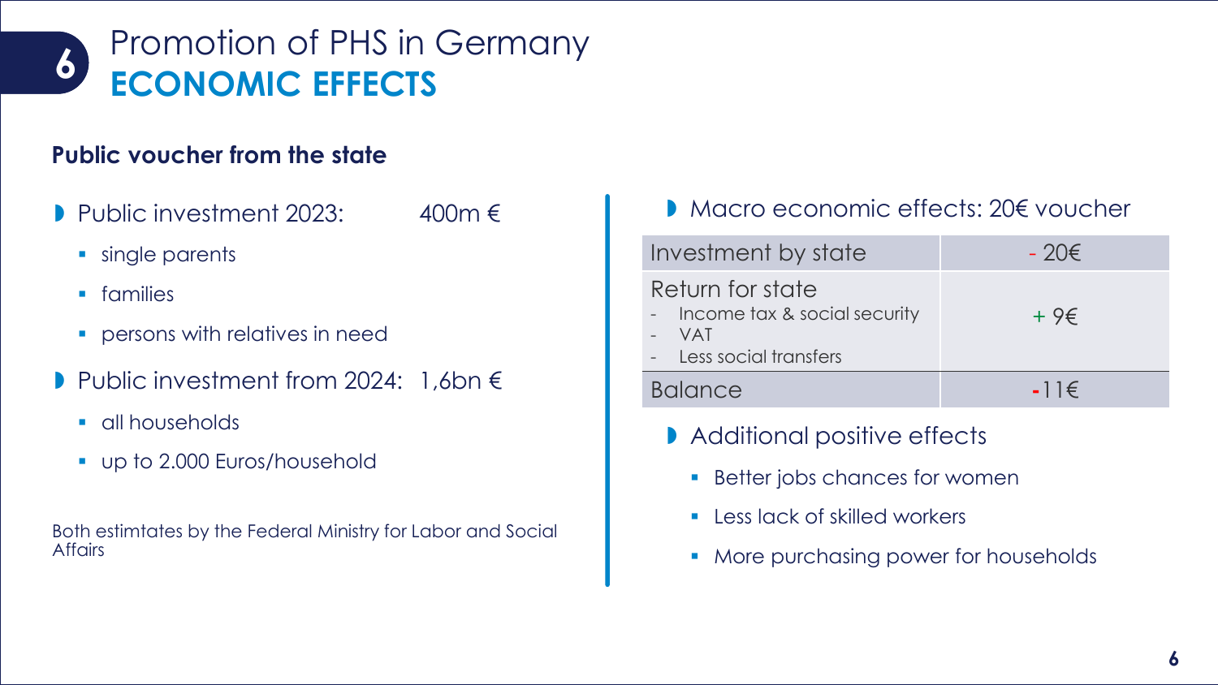# Promotion of PHS in Germany
## ECONOMIC EFFECTS

### Public voucher from the state

- Public investment 2023: 400m €
  - single parents
  - families
  - persons with relatives in need
- Public investment from 2024: 1,6bn €
  - all households
  - up to 2.000 Euros/household

Both estimtates by the Federal Ministry for Labor and Social Affairs

- Macro economic effects: 20€ voucher

| | |
|---|---|
| Investment by state | - 20€ |
| Return for state<br>- Income tax & social security<br>- VAT<br>- Less social transfers | + 9€ |
| Balance | -11€ |

- Additional positive effects
  - Better jobs chances for women
  - Less lack of skilled workers
  - More purchasing power for households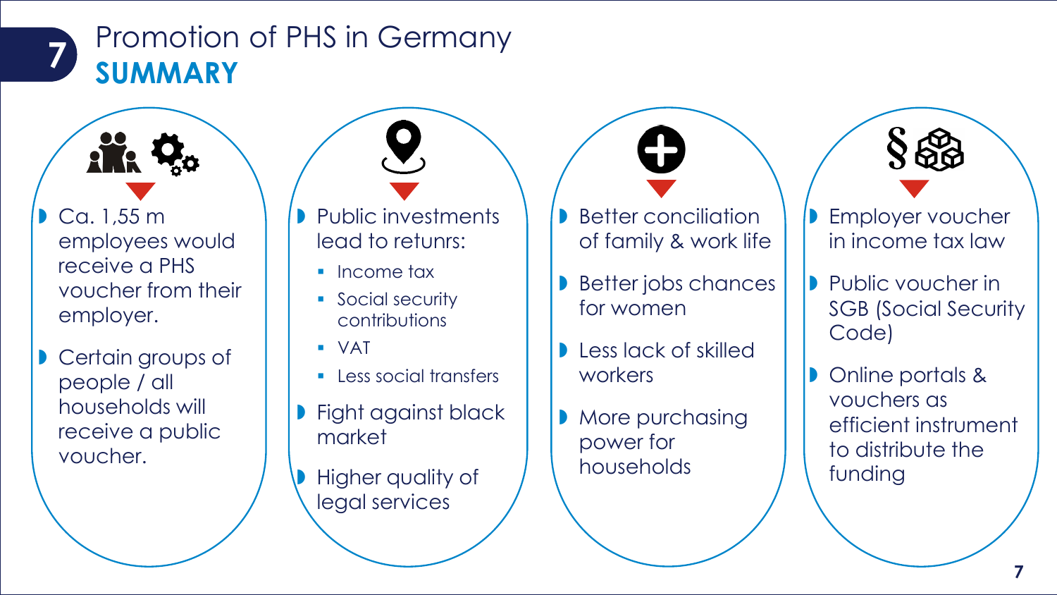# Promotion of PHS in Germany

## SUMMARY

- Ca. 1,55 m employees would receive a PHS voucher from their employer.
- Certain groups of people / all households will receive a public voucher.

- Public investments lead to retunrs:
  - Income tax
  - Social security contributions
  - VAT
  - Less social transfers
- Fight against black market
- Higher quality of legal services

- Better conciliation of family & work life
- Better jobs chances for women
- Less lack of skilled workers
- More purchasing power for households

- Employer voucher in income tax law
- Public voucher in SGB (Social Security Code)
- Online portals & vouchers as efficient instrument to distribute the funding